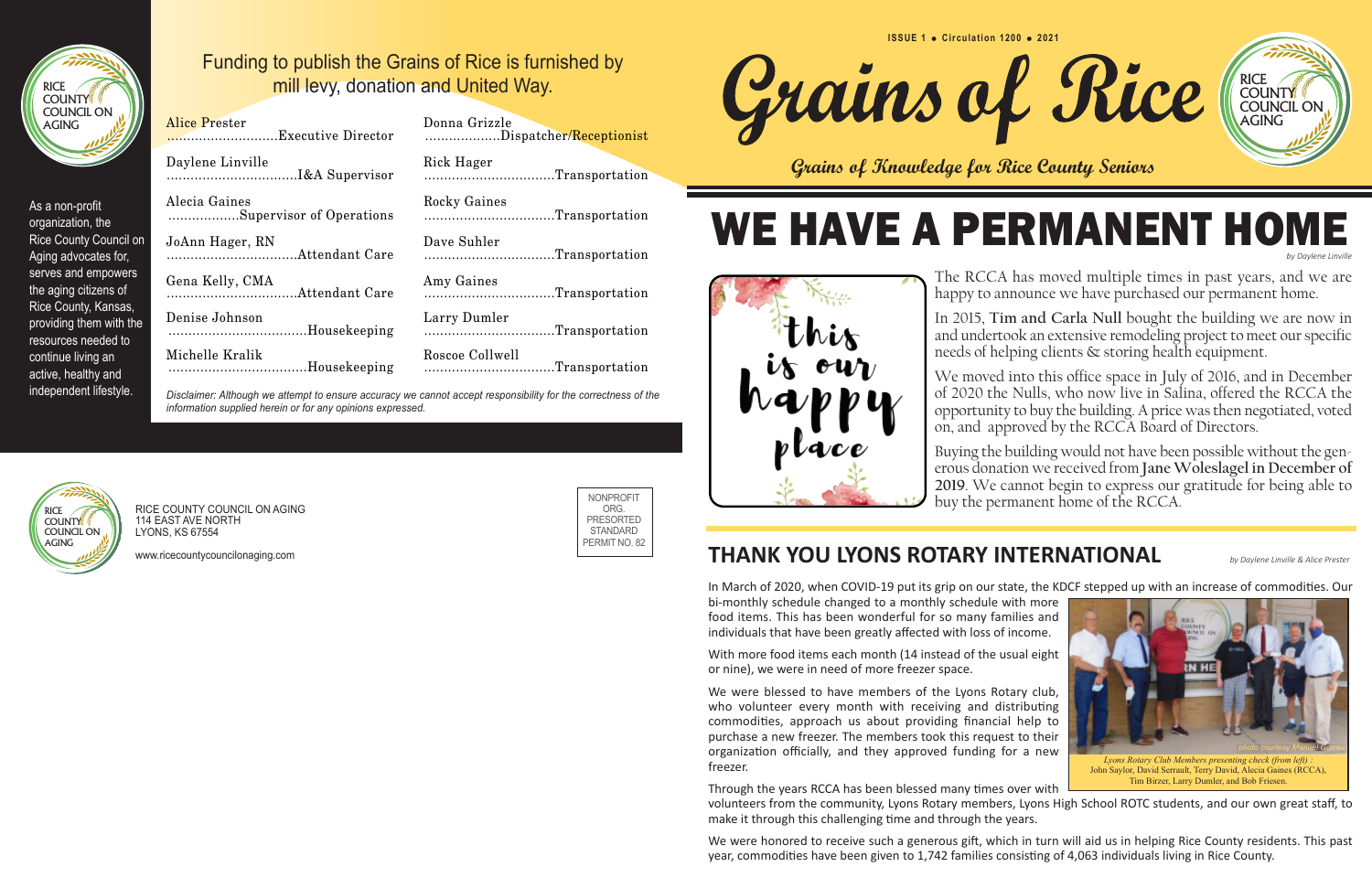**ISSUE 1 • Circulation 1200 • 2021**

# Grains of Rice

*Grains of Knowledge for Rice County Seniors*

## WE HAVE A PERMANENT HOME

*by Daylene Linville*

The RCCA has moved multiple times in past years, and we are happy to announce we have purchased our permanent home.

In 2015, **Tim and Carla Null** bought the building we are now in and undertook an extensive remodeling project to meet our specific needs of helping clients & storing health equipment.

We moved into this office space in July of 2016, and in December of 2020 the Nulls, who now live in Salina, offered the RCCA the opportunity to buy the building. A price was then negotiated, voted on, and approved by the RCCA Board of Directors.

Buying the building would not have been possible without the generous donation we received from **Jane Woleslagel in December of 2019**. We cannot begin to express our gratitude for being able to buy the permanent home of the RCCA.

## THANK YOU LYONS ROTARY INTERNATIONAL

*by Daylene Linville & Alice Prester*

In March of 2020, when COVID-19 put its grip on our state, the KDCF stepped up with an increase of commodities. Our bi-monthly schedule changed to a monthly schedule with more food items. This has been wonderful for so many families and individuals that have been greatly affected with loss of income.

With more food items each month (14 instead of the usual eight or nine), we were in need of more freezer space.

We were blessed to have members of the Lyons Rotary club, who volunteer every month with receiving and distributing commodities, approach us about providing financial help to purchase a new freezer. The members took this request to their organization officially, and they approved funding for a new freezer.

*photo courtesy Manuel Gomez*

*Lyons Rotary Club Members presenting check (from left) : John Saylor, David Serrault, Terry David, Alecia Gaines (RCCA), Tim Birzer, Larry Dumler, and Bob Friesen.*

Through the years RCCA has been blessed many times over with volunteers from the community, Lyons Rotary members, Lyons High School ROTC students, and our own great staff, to make it through this challenging time and through the years.

We were honored to receive such a generous gift, which in turn will aid us in helping Rice County residents. This past year, commodities have been given to 1,742 families consisting of 4,063 individuals living in Rice County.

---

RICE COUNTY COUNCIL ON AGING

As a non-profit organization, the Rice County Council on Aging advocates for, serves and empowers the aging citizens of Rice County, Kansas, providing them with the resources needed to continue living an active, healthy and independent lifestyle.

Funding to publish the Grains of Rice is furnished by mill levy, donation and United Way.

| Name | Position | Name | Position |
|---|---|---|---|
| Alice Prester | Executive Director | Donna Grizzle | Dispatcher/Receptionist |
| Daylene Linville | I&A Supervisor | Rick Hager | Transportation |
| Alecia Gaines | Supervisor of Operations | Rocky Gaines | Transportation |
| JoAnn Hager, RN | Attendant Care | Dave Suhler | Transportation |
| Gena Kelly, CMA | Attendant Care | Amy Gaines | Transportation |
| Denise Johnson | Housekeeping | Larry Dumler | Transportation |
| Michelle Kralik | Housekeeping | Roscoe Collwell | Transportation |

*Disclaimer: Although we attempt to ensure accuracy we cannot accept responsibility for the correctness of the information supplied herein or for any opinions expressed.*

RICE COUNTY COUNCIL ON AGING
114 EAST AVE NORTH
LYONS, KS 67554

www.ricecountycouncilonaging.com

NONPROFIT ORG.
PRESORTED STANDARD
PERMIT NO. 82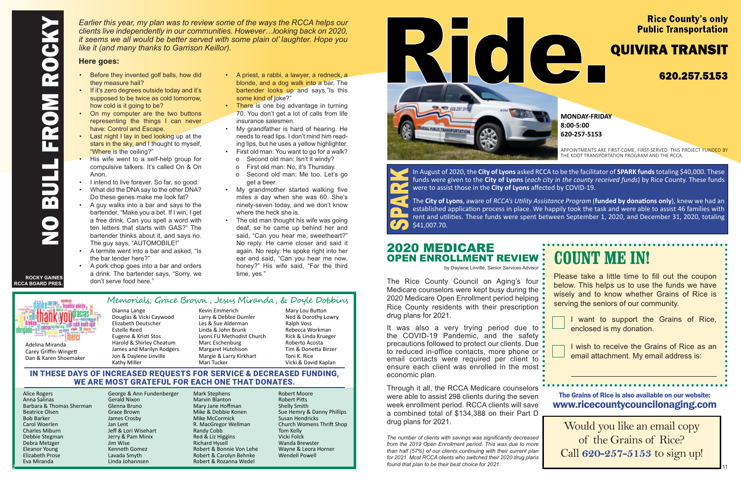# NO BULL FROM ROCKY

*Earlier this year, my plan was to review some of the ways the RCCA helps our clients live independently in our communities. However…looking back on 2020, it seems we all would be better served with some plain ol' laughter. Hope you like it (and many thanks to Garrison Keillor).*

**Here goes:**

- Before they invented golf balls, how did they measure hail?
- If it's zero degrees outside today and it's supposed to be twice as cold tomorrow, how cold is it going to be?
- On my computer are the two buttons representing the things I can never have: Control and Escape.
- Last night I lay in bed looking up at the stars in the sky, and I thought to myself, "Where is the ceiling?"
- His wife went to a self-help group for compulsive talkers. It's called On & On Anon.
- I intend to live forever. So far, so good.
- What did the DNA say to the other DNA? Do these genes make me look fat?
- A guy walks into a bar and says to the bartender, "Make you a bet. If I win, I get a free drink. Can you spell a word with ten letters that starts with GAS?" The bartender thinks about it, and says no. The guy says, "AUTOMOBILE!"
- A termite went into a bar and asked, "Is the bar tender here?"
- A pork chop goes into a bar and orders a drink. The bartender says, "Sorry, we don't serve food here."
- A priest, a rabbi, a lawyer, a redneck, a blonde, and a dog walk into a bar. The bartender looks up and says,"Is this some kind of joke?"
- There is one big advantage in turning 70. You don't get a lot of calls from life insurance salesmen.
- My grandfather is hard of hearing. He needs to read lips. I don't mind him reading lips, but he uses a yellow highlighter.
- First old man: You want to go for a walk?
  - o Second old man: Isn't it windy?
  - o First old man: No, it's Thursday.
  - o Second old man: Me too. Let's go get a beer.
- My grandmother started walking five miles a day when she was 60. She's ninety-seven today, and we don't know where the heck she is.
- The old man thought his wife was going deaf, so he came up behind her and said, "Can you hear me, sweetheart?" No reply. He came closer and said it again. No reply. He spoke right into her ear and said, "Can you hear me now, honey?" His wife said, "For the third time, yes."

**ROCKY GAINES**
**RCCA BOARD PRES.**

## Memorials; Grace Brown, Jesus Miranda, & Doyle Dobbins

Adelina Miranda
Carey Griffin-Wingett
Dan & Karen Shoemaker
Dianna Lange
Douglas & Vicki Caywood
Elizabeth Deutscher
Estelle Reed
Eugene & Kristi Stos
Harold & Shirley Cheatum
James and Marilyn Rodgers
Jon & Daylene Linville
Kathy Miller
Kevin Emmerich
Larry & Debbie Dumler
Les & Sue Alderman
Linda & John Brunk
Lyons FU Methodist Church
Marc Eschenburg
Margaret Hutchison
Margie & Larry Kirkhart
Mari Tucker
Mary Lou Button
Ned & Dorothy Lowry
Ralph Voss
Rebecca Workman
Rick & Linda Krueger
Roberto Acosta
Tim & Donetta Birzer
Toni K. Rice
Vicki & David Kaplan

## IN THESE DAYS OF INCREASED REQUESTS FOR SERVICE & DECREASED FUNDING, WE ARE MOST GRATEFUL FOR EACH ONE THAT DONATES.

Alice Rogers
Anna Salinas
Barbara & Thomas Sherman
Beatrice Olsen
Bob Barker
Carol Woerlen
Charles Miburn
Debbie Stegman
Debra Metzger
Eleanor Young
Elizabeth Prose
Eva Miranda
George & Ann Fundenberger
Gerald Nixon
Glenna Bruno
Grace Brown
James Crosby
Jan Lent
Jeff & Lori Wisehart
Jerry & Pam Minix
Jim Wise
Kenneth Gomez
Lavada Smyth
Linda Johannsen
Mark Stephens
Marvin Blanton
Mary Jane Hoffman
Mike & Debbie Konen
Mike McCormick
R. MacGregor Wellman
Randy Cobb
Red & Liz Higgins
Richard Hysell
Robert & Bonnie Von Lehe
Robert & Carolyn Behnke
Robert & Rozanna Wedel
Robert Moore
Robert Pitts
Shelly Smith
Sue Hemry & Danny Phillips
Susan Hendricks
Church Womens Thrift Shop
Tom Kelly
Vicki Folck
Wanda Brewster
Wayne & Leora Horner
Wendell Powell

# Ride.

**Rice County's only Public Transportation**

## QUIVIRA TRANSIT

**620.257.5153**

**MONDAY-FRIDAY**
**8:00-5:00**
**620-257-5153**

APPOINTMENTS ARE FIRST-COME, FIRST-SERVED. THIS PROJECT FUNDED BY THE KDOT TRANSPORTATION PROGRAM AND THE RCCA.

## SPARK

In August of 2020, the **City of Lyons** asked RCCA to be the facilitator of **SPARK funds** totaling $40,000. These funds were given to the **City of Lyons** (*each city in the county received funds*) by Rice County. These funds were to assist those in the **City of Lyons** affected by COVID-19.

The **City of Lyons**, aware of *RCCA's Utility Assistance Program* (**funded by donations only**), knew we had an established application process in place. We happily took the task and were able to assist 46 families with rent and utilities. These funds were spent between September 1, 2020, and December 31, 2020, totaling $41,007.70.

## 2020 MEDICARE OPEN ENROLLMENT REVIEW

by Daylene Linville, Senior Services Advisor

The Rice County Council on Aging's four Medicare counselors were kept busy during the 2020 Medicare Open Enrollment period helping Rice County residents with their prescription drug plans for 2021.

It was also a very trying period due to the COVID-19 Pandemic, and the safety precautions followed to protect our clients. Due to reduced in-office contacts, more phone or email contacts were required per client to ensure each client was enrolled in the most economic plan.

Through it all, the RCCA Medicare counselors were able to assist 298 clients during the seven week enrollment period. RCCA clients will save a combined total of $134,388 on their Part D drug plans for 2021.

*The number of clients with savings was significantly decreased from the 2019 Open Enrollment period. This was due to more than half (57%) of our clients continuing with their current plan for 2021. Most RCCA clients who switched their 2020 drug plans found that plan to be their best choice for 2021.*

## COUNT ME IN!

Please take a little time to fill out the coupon below. This helps us to use the funds we have wisely and to know whether Grains of Rice is serving the seniors of our community.

☐ I want to support the Grains of Rice, enclosed is my donation.

☐ I wish to receive the Grains of Rice as an email attachment. My email address is:

\_\_\_\_\_\_\_\_\_\_\_\_\_\_\_\_\_\_\_\_\_\_\_\_\_\_\_\_\_\_

**The Grains of Rice is also available on our website:**
**www.ricecountycouncilonaging.com**

Would you like an email copy of the Grains of Rice? Call **620-257-5153** to sign up!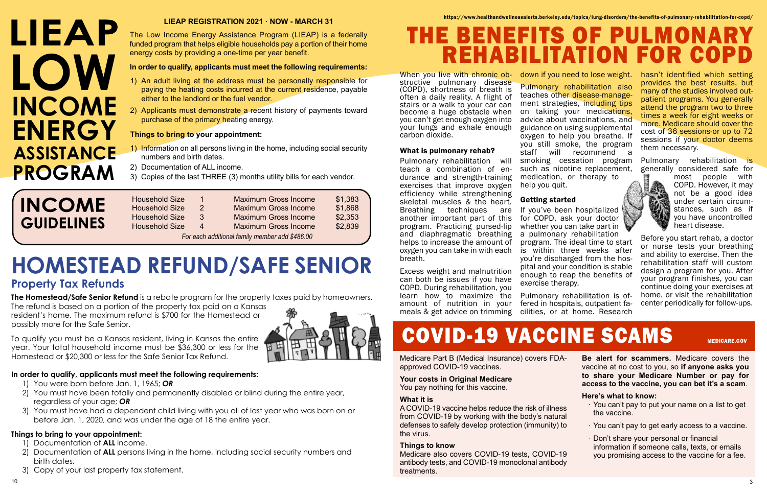# LIEAP LOW INCOME ENERGY ASSISTANCE PROGRAM

**LIEAP REGISTRATION 2021 · NOW - MARCH 31**

The Low Income Energy Assistance Program (LIEAP) is a federally funded program that helps eligible households pay a portion of their home energy costs by providing a one-time per year benefit.

**In order to qualify, applicants must meet the following requirements:**

1) An adult living at the address must be personally responsible for paying the heating costs incurred at the current residence, payable either to the landlord or the fuel vendor.
2) Applicants must demonstrate a recent history of payments toward purchase of the primary heating energy.

**Things to bring to your appointment:**

1) Information on all persons living in the home, including social security numbers and birth dates.
2) Documentation of ALL income.
3) Copies of the last THREE (3) months utility bills for each vendor.

## INCOME GUIDELINES

| Household Size | | Maximum Gross Income | |
|---|---|---|---|
| Household Size | 1 | Maximum Gross Income | $1,383 |
| Household Size | 2 | Maximum Gross Income | $1,868 |
| Household Size | 3 | Maximum Gross Income | $2,353 |
| Household Size | 4 | Maximum Gross Income | $2,839 |

*For each additional family member add $486.00*

# HOMESTEAD REFUND/SAFE SENIOR

## Property Tax Refunds

**The Homestead/Safe Senior Refund** is a rebate program for the property taxes paid by homeowners. The refund is based on a portion of the property tax paid on a Kansas resident's home. The maximum refund is $700 for the Homestead or possibly more for the Safe Senior.

To qualify you must be a Kansas resident, living in Kansas the entire year. Your total household income must be $36,300 or less for the Homestead or $20,300 or less for the Safe Senior Tax Refund.

**In order to qualify, applicants must meet the following requirements:**

1) You were born before Jan. 1, 1965; ***OR***
2) You must have been totally and permanently disabled or blind during the entire year, regardless of your age; ***OR***
3) You must have had a dependent child living with you all of last year who was born on or before Jan. 1, 2020, and was under the age of 18 the entire year.

**Things to bring to your appointment:**

1) Documentation of **ALL** income.
2) Documentation of **ALL** persons living in the home, including social security numbers and birth dates.
3) Copy of your last property tax statement.

https://www.healthandwellnessalerts.berkeley.edu/topics/lung-disorders/the-benefits-of-pulmonary-rehabilitation-for-copd/

# THE BENEFITS OF PULMONARY REHABILITATION FOR COPD

When you live with chronic obstructive pulmonary disease (COPD), shortness of breath is often a daily reality. A flight of stairs or a walk to your car can become a huge obstacle when you can't get enough oxygen into your lungs and exhale enough carbon dioxide.

### What is pulmonary rehab?

Pulmonary rehabilitation will teach a combination of endurance and strength-training exercises that improve oxygen efficiency while strengthening skeletal muscles & the heart. Breathing techniques are another important part of this program. Practicing pursed-lip and diaphragmatic breathing helps to increase the amount of oxygen you can take in with each breath.

Excess weight and malnutrition can both be issues if you have COPD. During rehabilitation, you learn how to maximize the amount of nutrition in your meals & get advice on trimming down if you need to lose weight.

Pulmonary rehabilitation also teaches other disease-management strategies, including tips on taking your medications, advice about vaccinations, and guidance on using supplemental oxygen to help you breathe. If you still smoke, the program staff will recommend a smoking cessation program such as nicotine replacement, medication, or therapy to help you quit.

### Getting started

If you've been hospitalized for COPD, ask your doctor whether you can take part in a pulmonary rehabilitation program. The ideal time to start is within three weeks after you're discharged from the hospital and your condition is stable enough to reap the benefits of exercise therapy.

Pulmonary rehabilitation is offered in hospitals, outpatient facilities, or at home. Research hasn't identified which setting provides the best results, but many of the studies involved outpatient programs. You generally attend the program two to three times a week for eight weeks or more. Medicare should cover the cost of 36 sessions-or up to 72 sessions if your doctor deems them necessary.

Pulmonary rehabilitation is generally considered safe for most people with COPD. However, it may not be a good idea under certain circumstances, such as if you have uncontrolled heart disease.

Before you start rehab, a doctor or nurse tests your breathing and ability to exercise. Then the rehabilitation staff will custom design a program for you. After your program finishes, you can continue doing your exercises at home, or visit the rehabilitation center periodically for follow-ups.

# COVID-19 VACCINE SCAMS

MEDICARE.GOV

Medicare Part B (Medical Insurance) covers FDA-approved COVID-19 vaccines.

**Your costs in Original Medicare**
You pay nothing for this vaccine.

**What it is**
A COVID-19 vaccine helps reduce the risk of illness from COVID-19 by working with the body's natural defenses to safely develop protection (immunity) to the virus.

**Things to know**
Medicare also covers COVID-19 tests, COVID-19 antibody tests, and COVID-19 monoclonal antibody treatments.

**Be alert for scammers.** Medicare covers the vaccine at no cost to you, so **if anyone asks you to share your Medicare Number or pay for access to the vaccine, you can bet it's a scam**.

**Here's what to know:**

- You can't pay to put your name on a list to get the vaccine.
- You can't pay to get early access to a vaccine.
- Don't share your personal or financial information if someone calls, texts, or emails you promising access to the vaccine for a fee.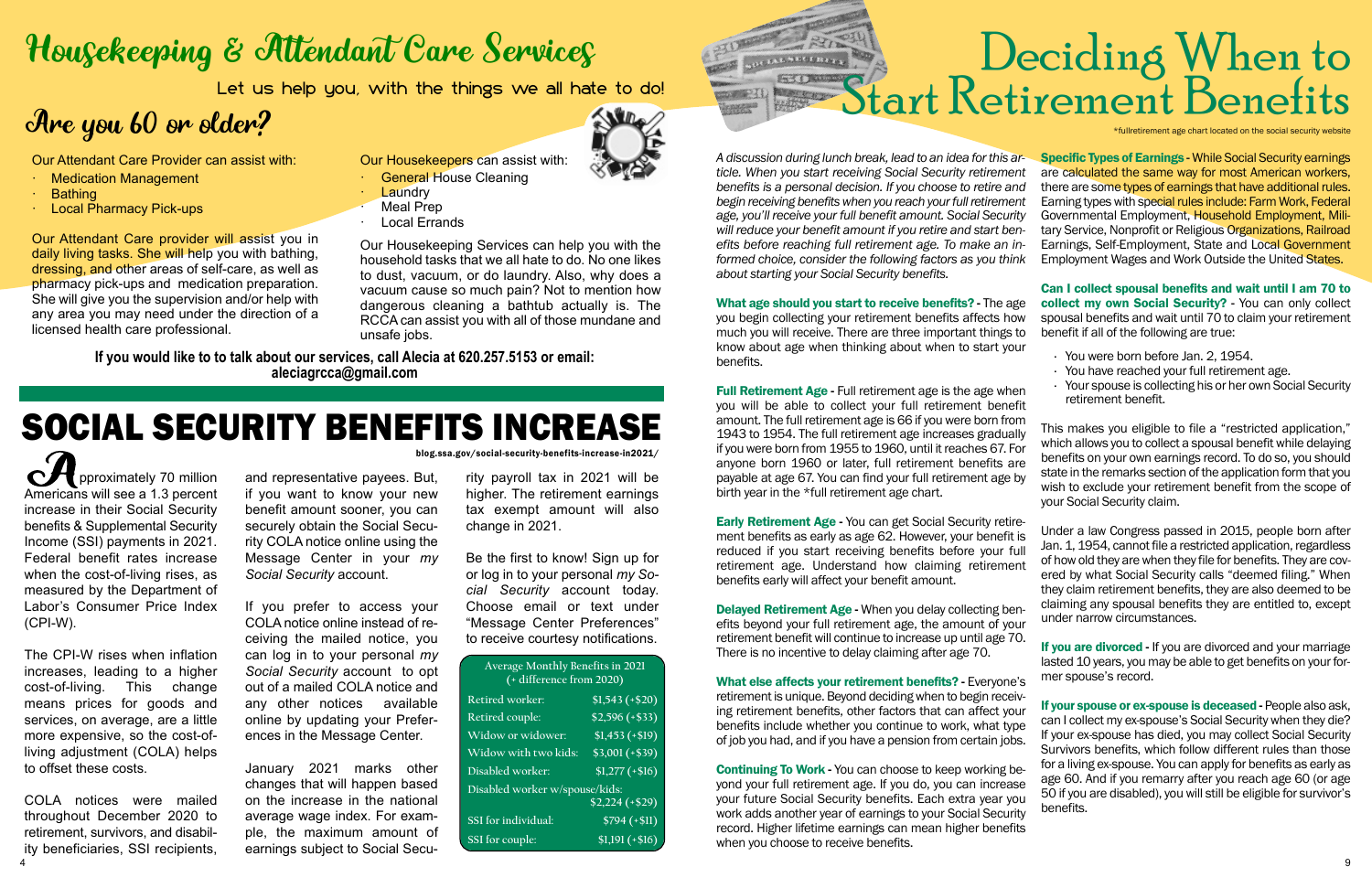# Housekeeping & Attendant Care Services

Let us help you, with the things we all hate to do!

## Are you 60 or older?

Our Attendant Care Provider can assist with:

- Medication Management
- Bathing
- Local Pharmacy Pick-ups

Our Attendant Care provider will assist you in daily living tasks. She will help you with bathing, dressing, and other areas of self-care, as well as pharmacy pick-ups and medication preparation. She will give you the supervision and/or help with any area you may need under the direction of a licensed health care professional.

Our Housekeepers can assist with:

- General House Cleaning
- Laundry
- Meal Prep
- Local Errands

Our Housekeeping Services can help you with the household tasks that we all hate to do. No one likes to dust, vacuum, or do laundry. Also, why does a vacuum cause so much pain? Not to mention how dangerous cleaning a bathtub actually is. The RCCA can assist you with all of those mundane and unsafe jobs.

**If you would like to to talk about our services, call Alecia at 620.257.5153 or email: aleciagrcca@gmail.com**

# SOCIAL SECURITY BENEFITS INCREASE

**blog.ssa.gov/social-security-benefits-increase-in2021/**

Approximately 70 million Americans will see a 1.3 percent increase in their Social Security benefits & Supplemental Security Income (SSI) payments in 2021. Federal benefit rates increase when the cost-of-living rises, as measured by the Department of Labor's Consumer Price Index (CPI-W).

The CPI-W rises when inflation increases, leading to a higher cost-of-living. This change means prices for goods and services, on average, are a little more expensive, so the cost-of-living adjustment (COLA) helps to offset these costs.

COLA notices were mailed throughout December 2020 to retirement, survivors, and disability beneficiaries, SSI recipients, and representative payees. But, if you want to know your new benefit amount sooner, you can securely obtain the Social Security COLA notice online using the Message Center in your *my Social Security* account.

If you prefer to access your COLA notice online instead of receiving the mailed notice, you can log in to your personal *my Social Security* account to opt out of a mailed COLA notice and any other notices available online by updating your Preferences in the Message Center.

January 2021 marks other changes that will happen based on the increase in the national average wage index. For example, the maximum amount of earnings subject to Social Security payroll tax in 2021 will be higher. The retirement earnings tax exempt amount will also change in 2021.

Be the first to know! Sign up for or log in to your personal *my Social Security* account today. Choose email or text under "Message Center Preferences" to receive courtesy notifications.

| Average Monthly Benefits in 2021 (+ difference from 2020) | |
|---|---|
| Retired worker: | $1,543 (+$20) |
| Retired couple: | $2,596 (+$33) |
| Widow or widower: | $1,453 (+$19) |
| Widow with two kids: | $3,001 (+$39) |
| Disabled worker: | $1,277 (+$16) |
| Disabled worker w/spouse/kids: | $2,224 (+$29) |
| SSI for individual: | $794 (+$11) |
| SSI for couple: | $1,191 (+$16) |

# Deciding When to Start Retirement Benefits

*fullretirement age chart located on the social security website

*A discussion during lunch break, lead to an idea for this article. When you start receiving Social Security retirement benefits is a personal decision. If you choose to retire and begin receiving benefits when you reach your full retirement age, you'll receive your full benefit amount. Social Security will reduce your benefit amount if you retire and start benefits before reaching full retirement age. To make an informed choice, consider the following factors as you think about starting your Social Security benefits.*

**What age should you start to receive benefits?** - The age you begin collecting your retirement benefits affects how much you will receive. There are three important things to know about age when thinking about when to start your benefits.

**Full Retirement Age** - Full retirement age is the age when you will be able to collect your full retirement benefit amount. The full retirement age is 66 if you were born from 1943 to 1954. The full retirement age increases gradually if you were born from 1955 to 1960, until it reaches 67. For anyone born 1960 or later, full retirement benefits are payable at age 67. You can find your full retirement age by birth year in the *full retirement age chart.

**Early Retirement Age** - You can get Social Security retirement benefits as early as age 62. However, your benefit is reduced if you start receiving benefits before your full retirement age. Understand how claiming retirement benefits early will affect your benefit amount.

**Delayed Retirement Age** - When you delay collecting benefits beyond your full retirement age, the amount of your retirement benefit will continue to increase up until age 70. There is no incentive to delay claiming after age 70.

**What else affects your retirement benefits?** - Everyone's retirement is unique. Beyond deciding when to begin receiving retirement benefits, other factors that can affect your benefits include whether you continue to work, what type of job you had, and if you have a pension from certain jobs.

**Continuing To Work** - You can choose to keep working beyond your full retirement age. If you do, you can increase your future Social Security benefits. Each extra year you work adds another year of earnings to your Social Security record. Higher lifetime earnings can mean higher benefits when you choose to receive benefits.

**Specific Types of Earnings** - While Social Security earnings are calculated the same way for most American workers, there are some types of earnings that have additional rules. Earning types with special rules include: Farm Work, Federal Governmental Employment, Household Employment, Military Service, Nonprofit or Religious Organizations, Railroad Earnings, Self-Employment, State and Local Government Employment Wages and Work Outside the United States.

**Can I collect spousal benefits and wait until I am 70 to collect my own Social Security?** - You can only collect spousal benefits and wait until 70 to claim your retirement benefit if all of the following are true:

- You were born before Jan. 2, 1954.
- You have reached your full retirement age.
- Your spouse is collecting his or her own Social Security retirement benefit.

This makes you eligible to file a "restricted application," which allows you to collect a spousal benefit while delaying benefits on your own earnings record. To do so, you should state in the remarks section of the application form that you wish to exclude your retirement benefit from the scope of your Social Security claim.

Under a law Congress passed in 2015, people born after Jan. 1, 1954, cannot file a restricted application, regardless of how old they are when they file for benefits. They are covered by what Social Security calls "deemed filing." When they claim retirement benefits, they are also deemed to be claiming any spousal benefits they are entitled to, except under narrow circumstances.

**If you are divorced** - If you are divorced and your marriage lasted 10 years, you may be able to get benefits on your former spouse's record.

**If your spouse or ex-spouse is deceased** - People also ask, can I collect my ex-spouse's Social Security when they die? If your ex-spouse has died, you may collect Social Security Survivors benefits, which follow different rules than those for a living ex-spouse. You can apply for benefits as early as age 60. And if you remarry after you reach age 60 (or age 50 if you are disabled), you will still be eligible for survivor's benefits.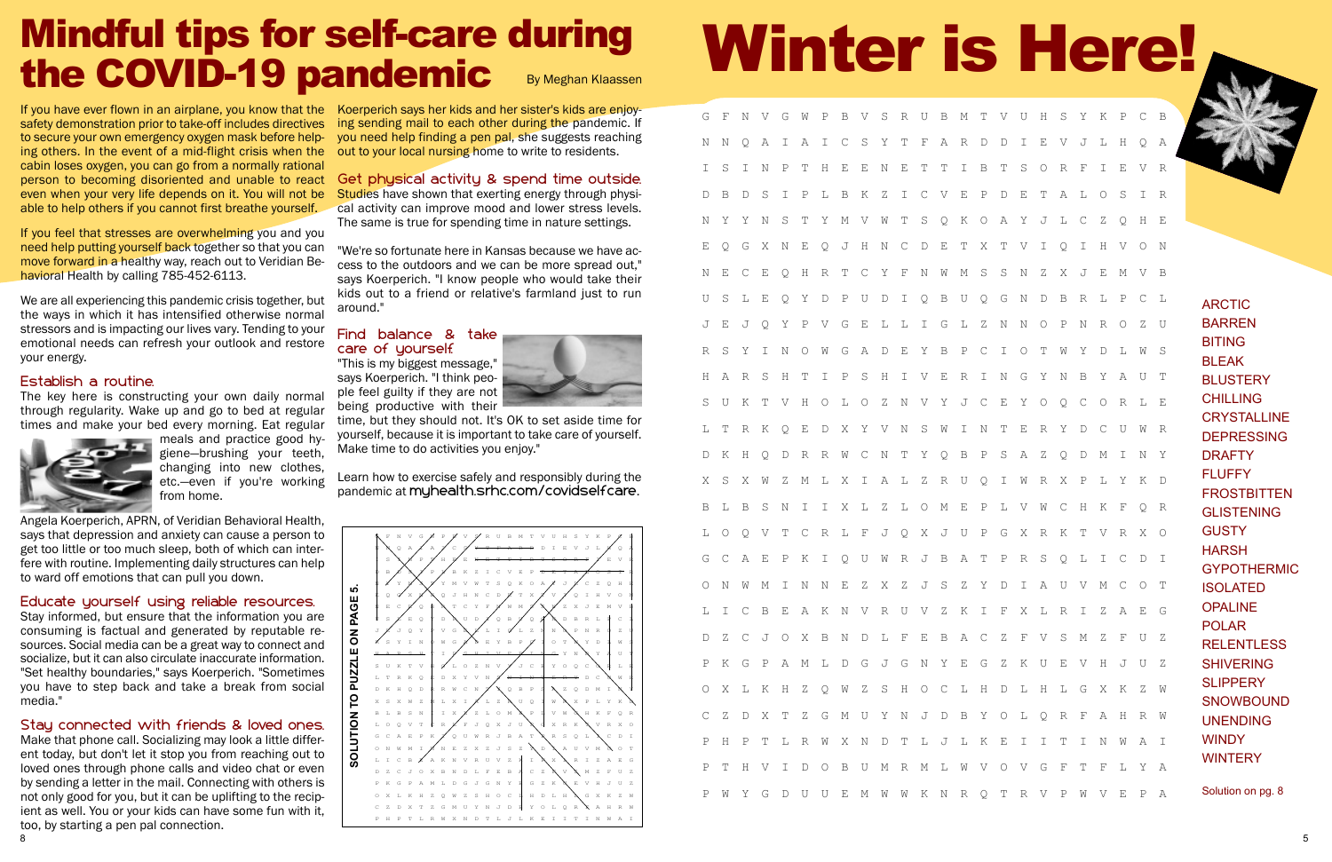# Mindful tips for self-care during the COVID-19 pandemic

By Meghan Klaassen

If you have ever flown in an airplane, you know that the safety demonstration prior to take-off includes directives to secure your own emergency oxygen mask before helping others. In the event of a mid-flight crisis when the cabin loses oxygen, you can go from a normally rational person to becoming disoriented and unable to react even when your very life depends on it. You will not be able to help others if you cannot first breathe yourself.

If you feel that stresses are overwhelming you and you need help putting yourself back together so that you can move forward in a healthy way, reach out to Veridian Behavioral Health by calling 785-452-6113.

We are all experiencing this pandemic crisis together, but the ways in which it has intensified otherwise normal stressors and is impacting our lives vary. Tending to your emotional needs can refresh your outlook and restore your energy.

## Establish a routine.

The key here is constructing your own daily normal through regularity. Wake up and go to bed at regular times and make your bed every morning. Eat regular meals and practice good hygiene—brushing your teeth, changing into new clothes, etc.—even if you're working from home.

Angela Koerperich, APRN, of Veridian Behavioral Health, says that depression and anxiety can cause a person to get too little or too much sleep, both of which can interfere with routine. Implementing daily structures can help to ward off emotions that can pull you down.

## Educate yourself using reliable resources.

Stay informed, but ensure that the information you are consuming is factual and generated by reputable resources. Social media can be a great way to connect and socialize, but it can also circulate inaccurate information. "Set healthy boundaries," says Koerperich. "Sometimes you have to step back and take a break from social media."

## Stay connected with friends & loved ones.

Make that phone call. Socializing may look a little different today, but don't let it stop you from reaching out to loved ones through phone calls and video chat or even by sending a letter in the mail. Connecting with others is not only good for you, but it can be uplifting to the recipient as well. You or your kids can have some fun with it, too, by starting a pen pal connection.

Koerperich says her kids and her sister's kids are enjoying sending mail to each other during the pandemic. If you need help finding a pen pal, she suggests reaching out to your local nursing home to write to residents.

## Get physical activity & spend time outside.

Studies have shown that exerting energy through physical activity can improve mood and lower stress levels. The same is true for spending time in nature settings.

"We're so fortunate here in Kansas because we have access to the outdoors and we can be more spread out," says Koerperich. "I know people who would take their kids out to a friend or relative's farmland just to run around."

## Find balance & take care of yourself.

"This is my biggest message," says Koerperich. "I think people feel guilty if they are not being productive with their time, but they should not. It's OK to set aside time for yourself, because it is important to take care of yourself. Make time to do activities you enjoy."

Learn how to exercise safely and responsibly during the pandemic at **myhealth.srhc.com/covidselfcare**.

SOLUTION TO PUZZLE ON PAGE 5.

# Winter is Here!

```
G F N V G W P B V S R U B M T V U H S Y K P C B
N N Q A I A I C S Y T F A R D D I E V J L H Q A
I S I N P T H E E N E T T I B T S O R F I E V R
D B D S I P L B K Z I C V E P D E T A L O S I R
N Y Y N S T Y M V W T S Q K O A Y J L C Z Q H E
E Q G X N E Q J H N C D E T X T V I Q I H V O N
N E C E Q H R T C Y F N W M S S N Z X J E M V B
U S L E Q Y D P U D I Q B U Q G N D B R L P C L
J E J Q Y P V G E L L I G L Z N N O P N R O Z U
R S Y I N O W G A D E Y B P C I O T W Y D L W S
H A R S H T I P S H I V E R I N G Y N B Y A U T
S U K T V H O L O Z N V Y J C E Y O Q C O R L E
L T R K Q E D X Y V N S W I N T E R Y D C U W R
D K H Q D R R W C N T Y Q B P S A Z Q D M I N Y
X S X W Z M L X I A L Z R U Q I W R X P L Y K D
B L B S N I I X L Z L O M E P L V W C H K F Q R
L O Q V T C R L F J Q X J U P G X R K T V R X O
G C A E P K I Q U W R J B A T P R S Q L I C D I
O N W M I N N E Z X Z J S Z Y D I A U V M C O T
L I C B E A K N V R U V Z K I F X L R I Z A E G
D Z C J O X B N D L F E B A C Z F V S M Z F U Z
P K G P A M L D G J G N Y E G Z K U E V H J U Z
O X L K H Z Q W Z S H O C L H D L H L G X K Z W
C Z D X T Z G M U Y N J D B Y O L Q R F A H R W
P H P T L R W X N D T L J L K E I I T I N W A I
P T H V I D O B U M R M L W V O V G F T F L Y A
P W Y G D U U E M W W K N R Q T R V P W V E P A
```

- ARCTIC
- BARREN
- BITING
- BLEAK
- BLUSTERY
- CHILLING
- CRYSTALLINE
- DEPRESSING
- DRAFTY
- FLUFFY
- FROSTBITTEN
- GLISTENING
- GUSTY
- HARSH
- GYPOTHERMIC
- ISOLATED
- OPALINE
- POLAR
- RELENTLESS
- SHIVERING
- SLIPPERY
- SNOWBOUND
- UNENDING
- WINDY
- WINTERY

Solution on pg. 8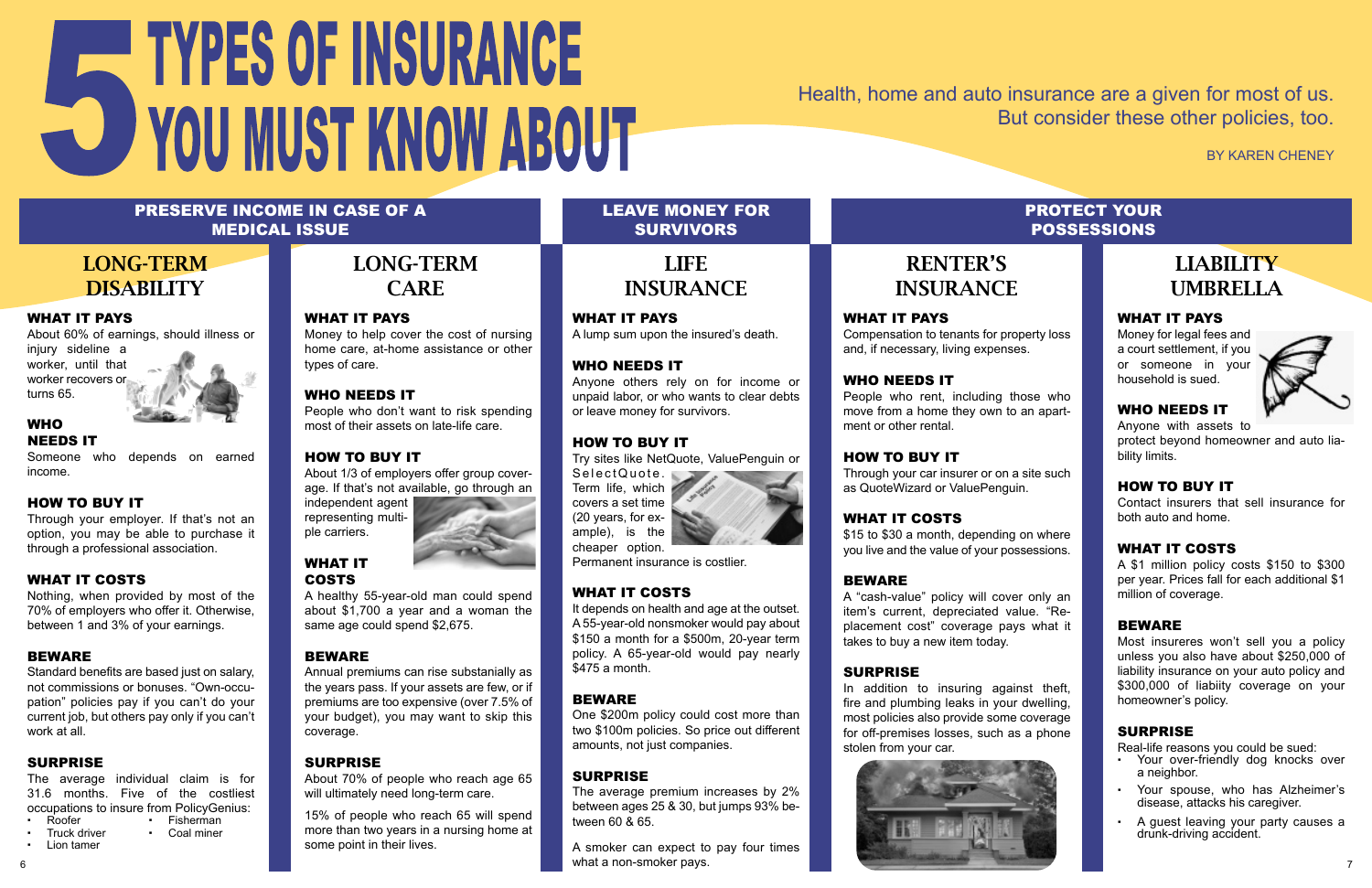# 5 TYPES OF INSURANCE YOU MUST KNOW ABOUT

Health, home and auto insurance are a given for most of us. But consider these other policies, too.

BY KAREN CHENEY

## PRESERVE INCOME IN CASE OF A MEDICAL ISSUE

### LONG-TERM DISABILITY

**WHAT IT PAYS**

About 60% of earnings, should illness or injury sideline a worker, until that worker recovers or turns 65.

**WHO NEEDS IT**

Someone who depends on earned income.

**HOW TO BUY IT**

Through your employer. If that's not an option, you may be able to purchase it through a professional association.

**WHAT IT COSTS**

Nothing, when provided by most of the 70% of employers who offer it. Otherwise, between 1 and 3% of your earnings.

**BEWARE**

Standard benefits are based just on salary, not commissions or bonuses. "Own-occupation" policies pay if you can't do your current job, but others pay only if you can't work at all.

**SURPRISE**

The average individual claim is for 31.6 months. Five of the costliest occupations to insure from PolicyGenius:

- Roofer
- Truck driver
- Lion tamer
- Fisherman
- Coal miner

### LONG-TERM CARE

**WHAT IT PAYS**

Money to help cover the cost of nursing home care, at-home assistance or other types of care.

**WHO NEEDS IT**

People who don't want to risk spending most of their assets on late-life care.

**HOW TO BUY IT**

About 1/3 of employers offer group coverage. If that's not available, go through an independent agent representing multiple carriers.

**WHAT IT COSTS**

A healthy 55-year-old man could spend about $1,700 a year and a woman the same age could spend $2,675.

**BEWARE**

Annual premiums can rise substantially as the years pass. If your assets are few, or if premiums are too expensive (over 7.5% of your budget), you may want to skip this coverage.

**SURPRISE**

About 70% of people who reach age 65 will ultimately need long-term care.

15% of people who reach 65 will spend more than two years in a nursing home at some point in their lives.

## LEAVE MONEY FOR SURVIVORS

### LIFE INSURANCE

**WHAT IT PAYS**

A lump sum upon the insured's death.

**WHO NEEDS IT**

Anyone others rely on for income or unpaid labor, or who wants to clear debts or leave money for survivors.

**HOW TO BUY IT**

Try sites like NetQuote, ValuePenguin or SelectQuote. Term life, which covers a set time (20 years, for example), is the cheaper option. Permanent insurance is costlier.

**WHAT IT COSTS**

It depends on health and age at the outset. A 55-year-old nonsmoker would pay about $150 a month for a $500m, 20-year term policy. A 65-year-old would pay nearly $475 a month.

**BEWARE**

One $200m policy could cost more than two $100m policies. So price out different amounts, not just companies.

**SURPRISE**

The average premium increases by 2% between ages 25 & 30, but jumps 93% between 60 & 65.

A smoker can expect to pay four times what a non-smoker pays.

## PROTECT YOUR POSSESSIONS

### RENTER'S INSURANCE

**WHAT IT PAYS**

Compensation to tenants for property loss and, if necessary, living expenses.

**WHO NEEDS IT**

People who rent, including those who move from a home they own to an apartment or other rental.

**HOW TO BUY IT**

Through your car insurer or on a site such as QuoteWizard or ValuePenguin.

**WHAT IT COSTS**

$15 to $30 a month, depending on where you live and the value of your possessions.

**BEWARE**

A "cash-value" policy will cover only an item's current, depreciated value. "Replacement cost" coverage pays what it takes to buy a new item today.

**SURPRISE**

In addition to insuring against theft, fire and plumbing leaks in your dwelling, most policies also provide some coverage for off-premises losses, such as a phone stolen from your car.

### LIABILITY UMBRELLA

**WHAT IT PAYS**

Money for legal fees and a court settlement, if you or someone in your household is sued.

**WHO NEEDS IT**

Anyone with assets to protect beyond homeowner and auto liability limits.

**HOW TO BUY IT**

Contact insurers that sell insurance for both auto and home.

**WHAT IT COSTS**

A $1 million policy costs $150 to $300 per year. Prices fall for each additional $1 million of coverage.

**BEWARE**

Most insureres won't sell you a policy unless you also have about $250,000 of liability insurance on your auto policy and $300,000 of liabiity coverage on your homeowner's policy.

**SURPRISE**

Real-life reasons you could be sued:

- Your over-friendly dog knocks over a neighbor.
- Your spouse, who has Alzheimer's disease, attacks his caregiver.
- A guest leaving your party causes a drunk-driving accident.